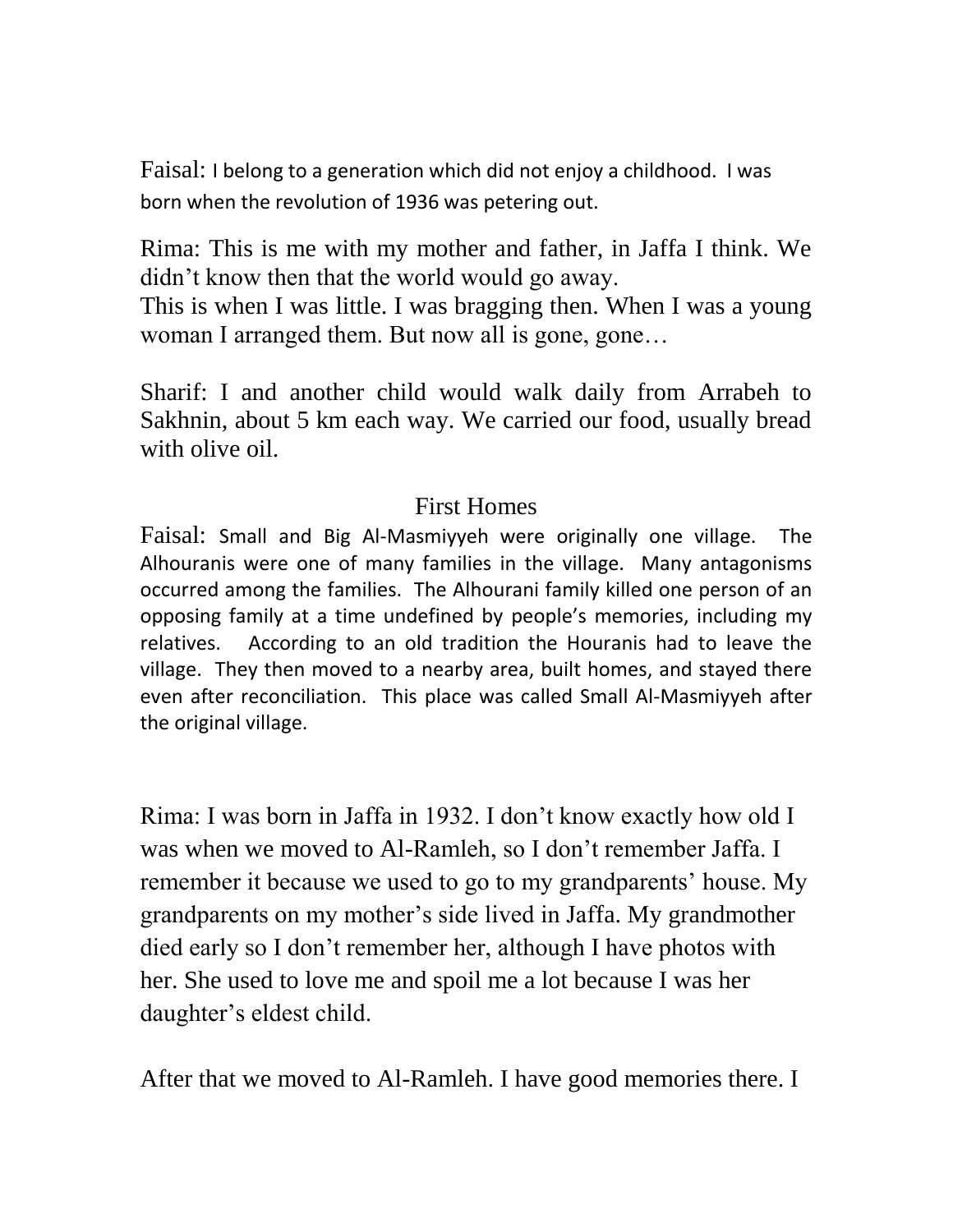Faisal: I belong to a generation which did not enjoy a childhood. I was born when the revolution of 1936 was petering out.

Rima: This is me with my mother and father, in Jaffa I think. We didn't know then that the world would go away.
This is when I was little. I was bragging then. When I was a young woman I arranged them. But now all is gone, gone…

Sharif: I and another child would walk daily from Arrabeh to Sakhnin, about 5 km each way. We carried our food, usually bread with olive oil.

## First Homes

Faisal: Small and Big Al-Masmiyyeh were originally one village. The Alhouranis were one of many families in the village. Many antagonisms occurred among the families. The Alhourani family killed one person of an opposing family at a time undefined by people's memories, including my relatives. According to an old tradition the Houranis had to leave the village. They then moved to a nearby area, built homes, and stayed there even after reconciliation. This place was called Small Al-Masmiyyeh after the original village.

Rima: I was born in Jaffa in 1932. I don't know exactly how old I was when we moved to Al-Ramleh, so I don't remember Jaffa. I remember it because we used to go to my grandparents' house. My grandparents on my mother's side lived in Jaffa. My grandmother died early so I don't remember her, although I have photos with her. She used to love me and spoil me a lot because I was her daughter's eldest child.

After that we moved to Al-Ramleh. I have good memories there. I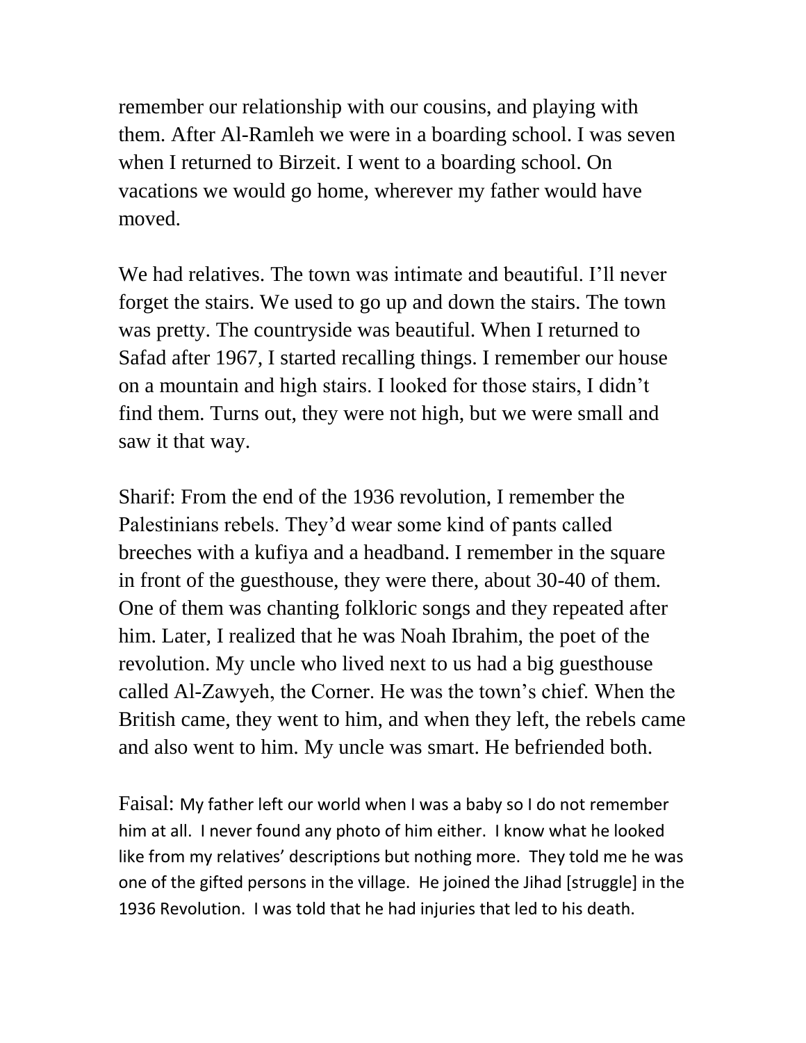remember our relationship with our cousins, and playing with them. After Al-Ramleh we were in a boarding school. I was seven when I returned to Birzeit. I went to a boarding school. On vacations we would go home, wherever my father would have moved.

We had relatives. The town was intimate and beautiful. I'll never forget the stairs. We used to go up and down the stairs. The town was pretty. The countryside was beautiful. When I returned to Safad after 1967, I started recalling things. I remember our house on a mountain and high stairs. I looked for those stairs, I didn't find them. Turns out, they were not high, but we were small and saw it that way.

Sharif: From the end of the 1936 revolution, I remember the Palestinians rebels. They'd wear some kind of pants called breeches with a kufiya and a headband. I remember in the square in front of the guesthouse, they were there, about 30-40 of them. One of them was chanting folkloric songs and they repeated after him. Later, I realized that he was Noah Ibrahim, the poet of the revolution. My uncle who lived next to us had a big guesthouse called Al-Zawyeh, the Corner. He was the town's chief. When the British came, they went to him, and when they left, the rebels came and also went to him. My uncle was smart. He befriended both.

Faisal: My father left our world when I was a baby so I do not remember him at all. I never found any photo of him either. I know what he looked like from my relatives' descriptions but nothing more. They told me he was one of the gifted persons in the village. He joined the Jihad [struggle] in the 1936 Revolution. I was told that he had injuries that led to his death.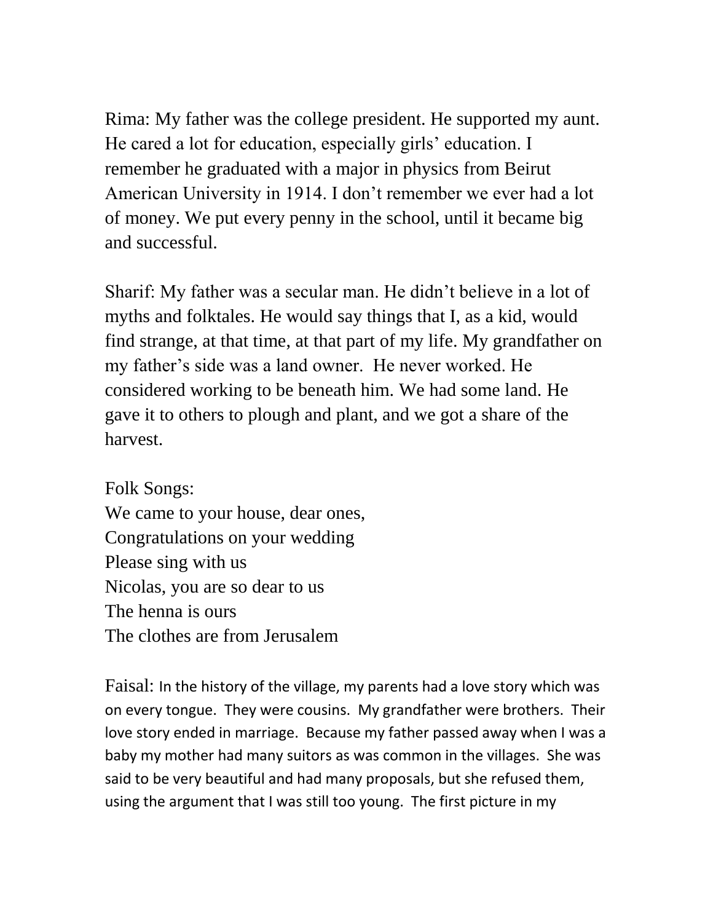Rima: My father was the college president. He supported my aunt. He cared a lot for education, especially girls' education. I remember he graduated with a major in physics from Beirut American University in 1914. I don't remember we ever had a lot of money. We put every penny in the school, until it became big and successful.

Sharif: My father was a secular man. He didn't believe in a lot of myths and folktales. He would say things that I, as a kid, would find strange, at that time, at that part of my life. My grandfather on my father's side was a land owner. He never worked. He considered working to be beneath him. We had some land. He gave it to others to plough and plant, and we got a share of the harvest.

Folk Songs:
We came to your house, dear ones,
Congratulations on your wedding
Please sing with us
Nicolas, you are so dear to us
The henna is ours
The clothes are from Jerusalem

Faisal: In the history of the village, my parents had a love story which was on every tongue. They were cousins. My grandfather were brothers. Their love story ended in marriage. Because my father passed away when I was a baby my mother had many suitors as was common in the villages. She was said to be very beautiful and had many proposals, but she refused them, using the argument that I was still too young. The first picture in my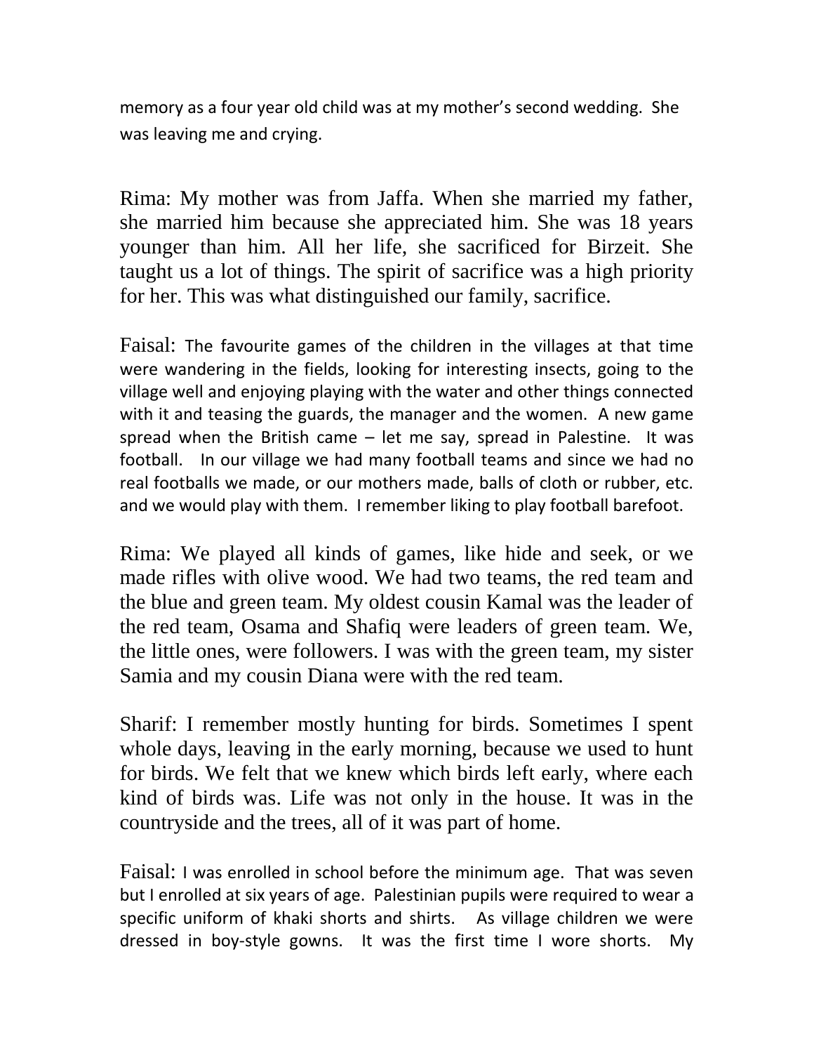memory as a four year old child was at my mother's second wedding. She was leaving me and crying.

Rima: My mother was from Jaffa. When she married my father, she married him because she appreciated him. She was 18 years younger than him. All her life, she sacrificed for Birzeit. She taught us a lot of things. The spirit of sacrifice was a high priority for her. This was what distinguished our family, sacrifice.

Faisal: The favourite games of the children in the villages at that time were wandering in the fields, looking for interesting insects, going to the village well and enjoying playing with the water and other things connected with it and teasing the guards, the manager and the women. A new game spread when the British came – let me say, spread in Palestine. It was football. In our village we had many football teams and since we had no real footballs we made, or our mothers made, balls of cloth or rubber, etc. and we would play with them. I remember liking to play football barefoot.

Rima: We played all kinds of games, like hide and seek, or we made rifles with olive wood. We had two teams, the red team and the blue and green team. My oldest cousin Kamal was the leader of the red team, Osama and Shafiq were leaders of green team. We, the little ones, were followers. I was with the green team, my sister Samia and my cousin Diana were with the red team.

Sharif: I remember mostly hunting for birds. Sometimes I spent whole days, leaving in the early morning, because we used to hunt for birds. We felt that we knew which birds left early, where each kind of birds was. Life was not only in the house. It was in the countryside and the trees, all of it was part of home.

Faisal: I was enrolled in school before the minimum age. That was seven but I enrolled at six years of age. Palestinian pupils were required to wear a specific uniform of khaki shorts and shirts. As village children we were dressed in boy-style gowns. It was the first time I wore shorts. My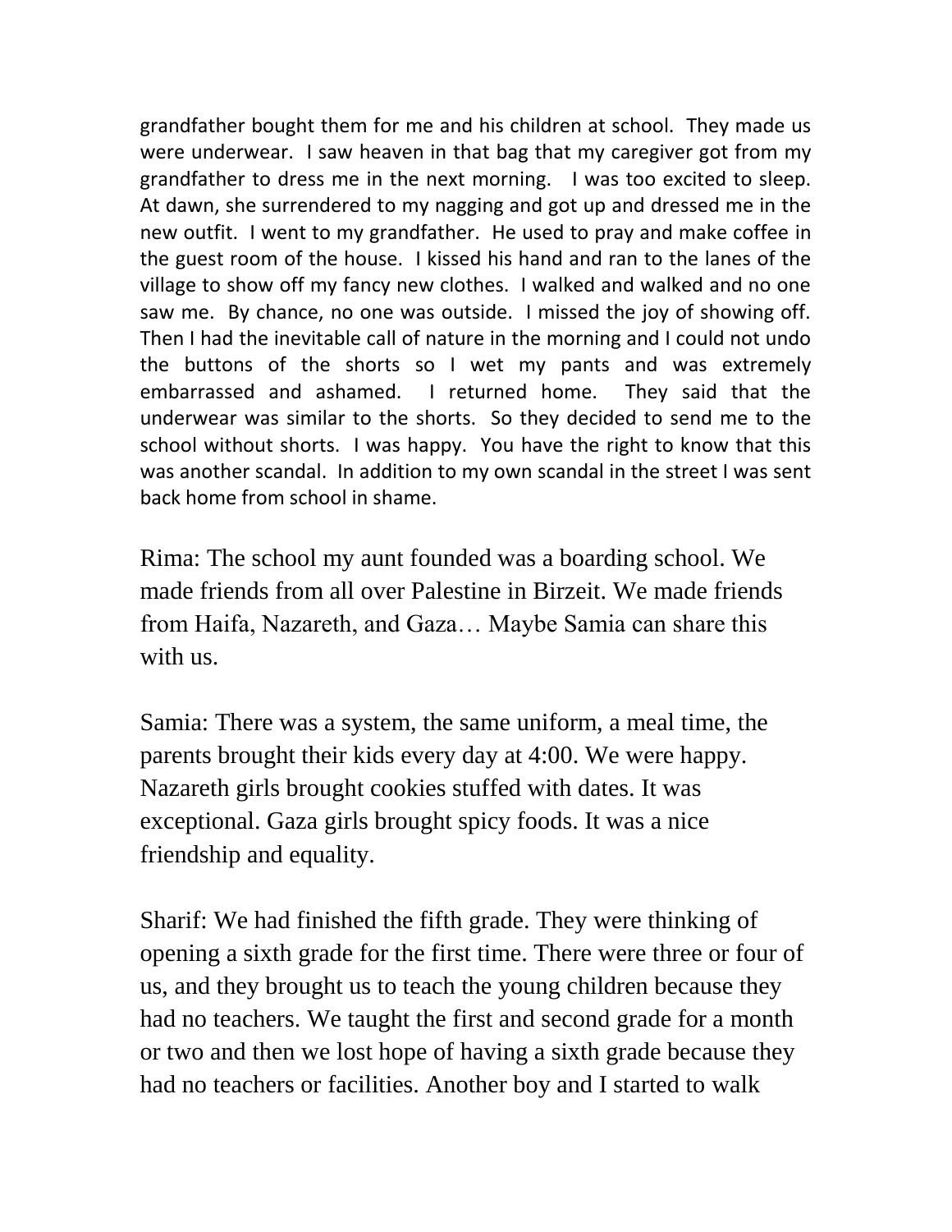grandfather bought them for me and his children at school. They made us were underwear. I saw heaven in that bag that my caregiver got from my grandfather to dress me in the next morning. I was too excited to sleep. At dawn, she surrendered to my nagging and got up and dressed me in the new outfit. I went to my grandfather. He used to pray and make coffee in the guest room of the house. I kissed his hand and ran to the lanes of the village to show off my fancy new clothes. I walked and walked and no one saw me. By chance, no one was outside. I missed the joy of showing off. Then I had the inevitable call of nature in the morning and I could not undo the buttons of the shorts so I wet my pants and was extremely embarrassed and ashamed. I returned home. They said that the underwear was similar to the shorts. So they decided to send me to the school without shorts. I was happy. You have the right to know that this was another scandal. In addition to my own scandal in the street I was sent back home from school in shame.

Rima: The school my aunt founded was a boarding school. We made friends from all over Palestine in Birzeit. We made friends from Haifa, Nazareth, and Gaza… Maybe Samia can share this with us.

Samia: There was a system, the same uniform, a meal time, the parents brought their kids every day at 4:00. We were happy. Nazareth girls brought cookies stuffed with dates. It was exceptional. Gaza girls brought spicy foods. It was a nice friendship and equality.

Sharif: We had finished the fifth grade. They were thinking of opening a sixth grade for the first time. There were three or four of us, and they brought us to teach the young children because they had no teachers. We taught the first and second grade for a month or two and then we lost hope of having a sixth grade because they had no teachers or facilities. Another boy and I started to walk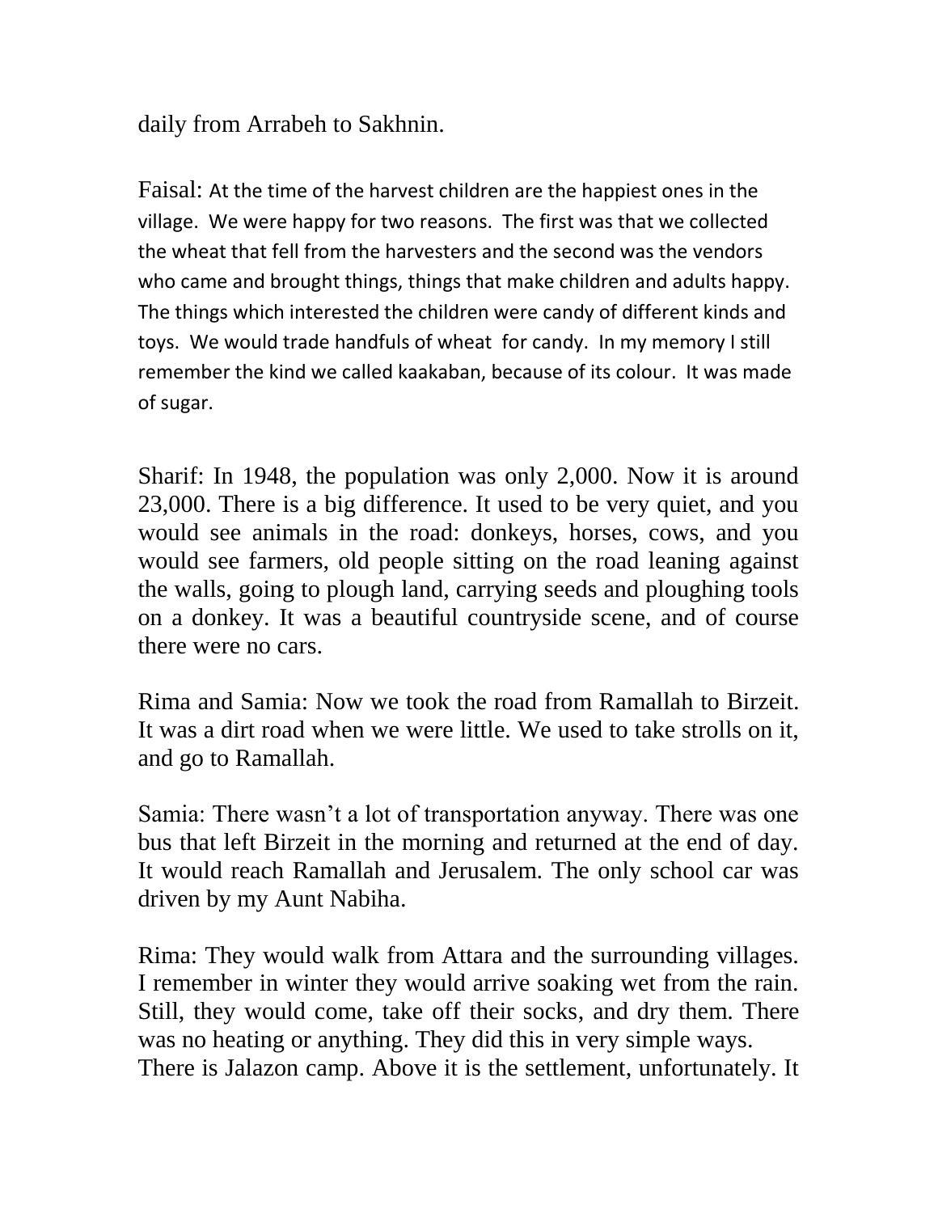daily from Arrabeh to Sakhnin.

Faisal: At the time of the harvest children are the happiest ones in the village. We were happy for two reasons. The first was that we collected the wheat that fell from the harvesters and the second was the vendors who came and brought things, things that make children and adults happy. The things which interested the children were candy of different kinds and toys. We would trade handfuls of wheat for candy. In my memory I still remember the kind we called kaakaban, because of its colour. It was made of sugar.

Sharif: In 1948, the population was only 2,000. Now it is around 23,000. There is a big difference. It used to be very quiet, and you would see animals in the road: donkeys, horses, cows, and you would see farmers, old people sitting on the road leaning against the walls, going to plough land, carrying seeds and ploughing tools on a donkey. It was a beautiful countryside scene, and of course there were no cars.

Rima and Samia: Now we took the road from Ramallah to Birzeit. It was a dirt road when we were little. We used to take strolls on it, and go to Ramallah.

Samia: There wasn't a lot of transportation anyway. There was one bus that left Birzeit in the morning and returned at the end of day. It would reach Ramallah and Jerusalem. The only school car was driven by my Aunt Nabiha.

Rima: They would walk from Attara and the surrounding villages. I remember in winter they would arrive soaking wet from the rain. Still, they would come, take off their socks, and dry them. There was no heating or anything. They did this in very simple ways.
There is Jalazon camp. Above it is the settlement, unfortunately. It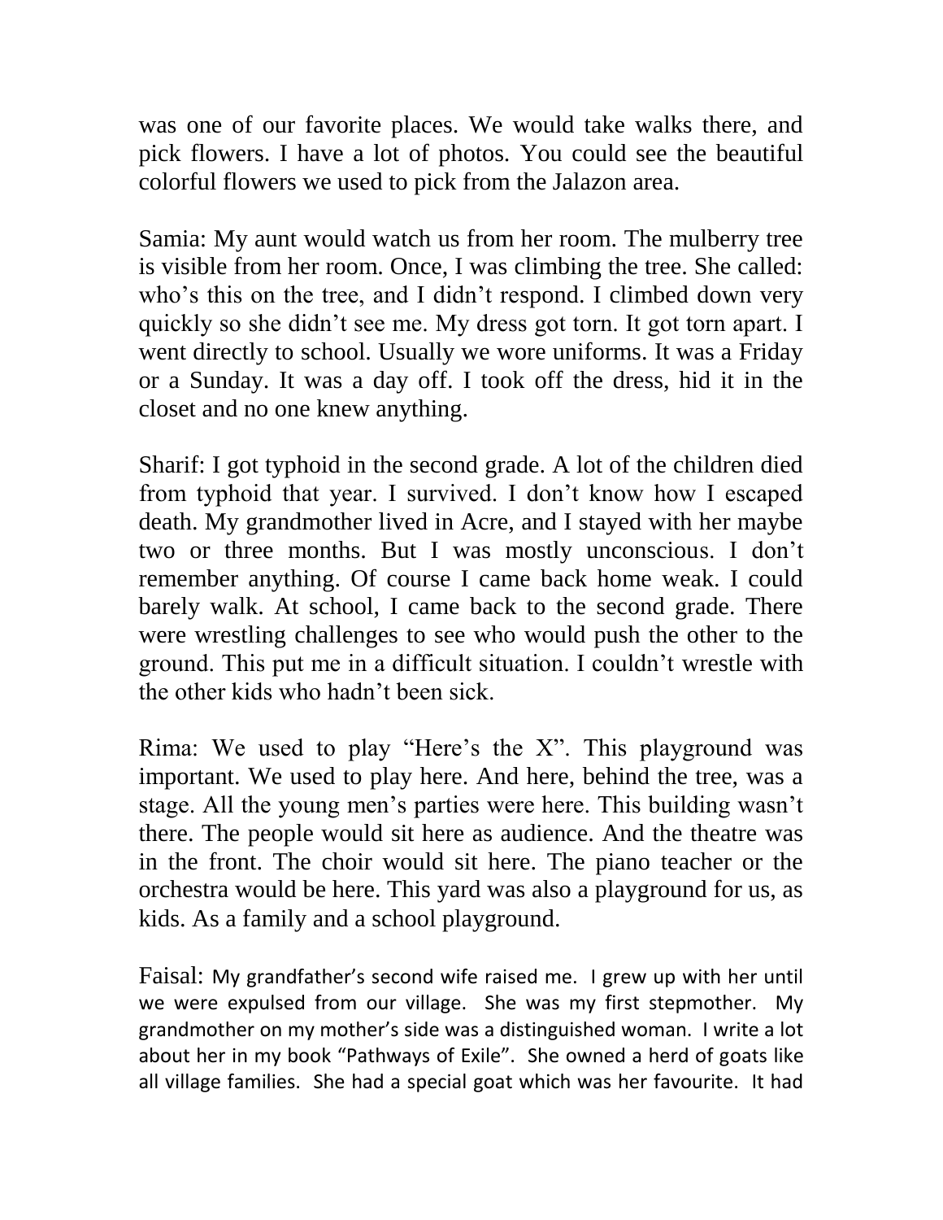was one of our favorite places. We would take walks there, and pick flowers. I have a lot of photos. You could see the beautiful colorful flowers we used to pick from the Jalazon area.

Samia: My aunt would watch us from her room. The mulberry tree is visible from her room. Once, I was climbing the tree. She called: who's this on the tree, and I didn't respond. I climbed down very quickly so she didn't see me. My dress got torn. It got torn apart. I went directly to school. Usually we wore uniforms. It was a Friday or a Sunday. It was a day off. I took off the dress, hid it in the closet and no one knew anything.

Sharif: I got typhoid in the second grade. A lot of the children died from typhoid that year. I survived. I don't know how I escaped death. My grandmother lived in Acre, and I stayed with her maybe two or three months. But I was mostly unconscious. I don't remember anything. Of course I came back home weak. I could barely walk. At school, I came back to the second grade. There were wrestling challenges to see who would push the other to the ground. This put me in a difficult situation. I couldn't wrestle with the other kids who hadn't been sick.

Rima: We used to play "Here's the X". This playground was important. We used to play here. And here, behind the tree, was a stage. All the young men's parties were here. This building wasn't there. The people would sit here as audience. And the theatre was in the front. The choir would sit here. The piano teacher or the orchestra would be here. This yard was also a playground for us, as kids. As a family and a school playground.

Faisal: My grandfather's second wife raised me. I grew up with her until we were expulsed from our village. She was my first stepmother. My grandmother on my mother's side was a distinguished woman. I write a lot about her in my book "Pathways of Exile". She owned a herd of goats like all village families. She had a special goat which was her favourite. It had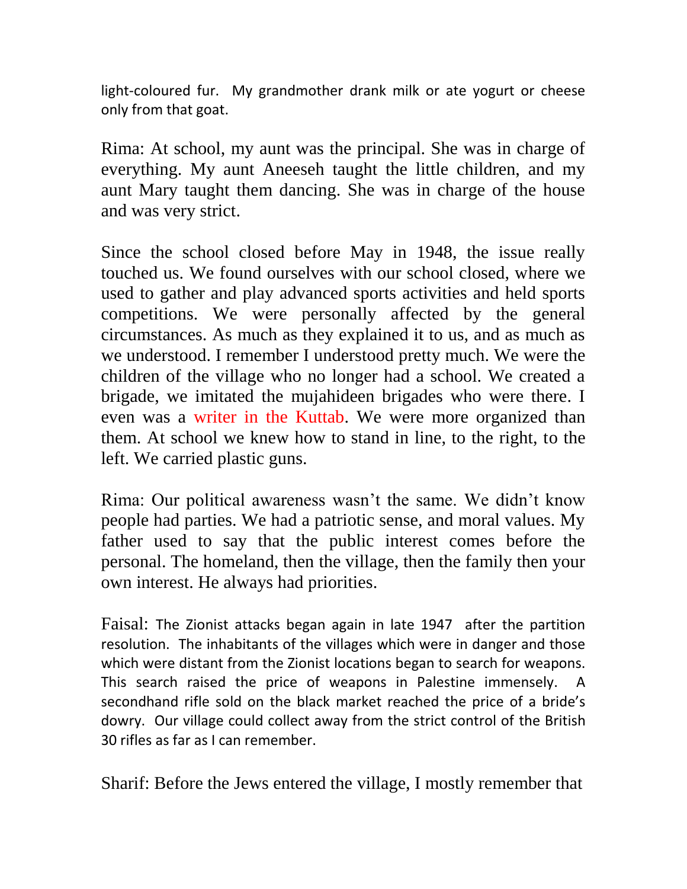light-coloured fur.  My grandmother drank milk or ate yogurt or cheese only from that goat.

Rima: At school, my aunt was the principal. She was in charge of everything. My aunt Aneeseh taught the little children, and my aunt Mary taught them dancing. She was in charge of the house and was very strict.

Since the school closed before May in 1948, the issue really touched us. We found ourselves with our school closed, where we used to gather and play advanced sports activities and held sports competitions. We were personally affected by the general circumstances. As much as they explained it to us, and as much as we understood. I remember I understood pretty much. We were the children of the village who no longer had a school. We created a brigade, we imitated the mujahideen brigades who were there. I even was a writer in the Kuttab. We were more organized than them. At school we knew how to stand in line, to the right, to the left. We carried plastic guns.

Rima: Our political awareness wasn't the same. We didn't know people had parties. We had a patriotic sense, and moral values. My father used to say that the public interest comes before the personal. The homeland, then the village, then the family then your own interest. He always had priorities.

Faisal: The Zionist attacks began again in late 1947 after the partition resolution. The inhabitants of the villages which were in danger and those which were distant from the Zionist locations began to search for weapons. This search raised the price of weapons in Palestine immensely. A secondhand rifle sold on the black market reached the price of a bride's dowry. Our village could collect away from the strict control of the British 30 rifles as far as I can remember.

Sharif: Before the Jews entered the village, I mostly remember that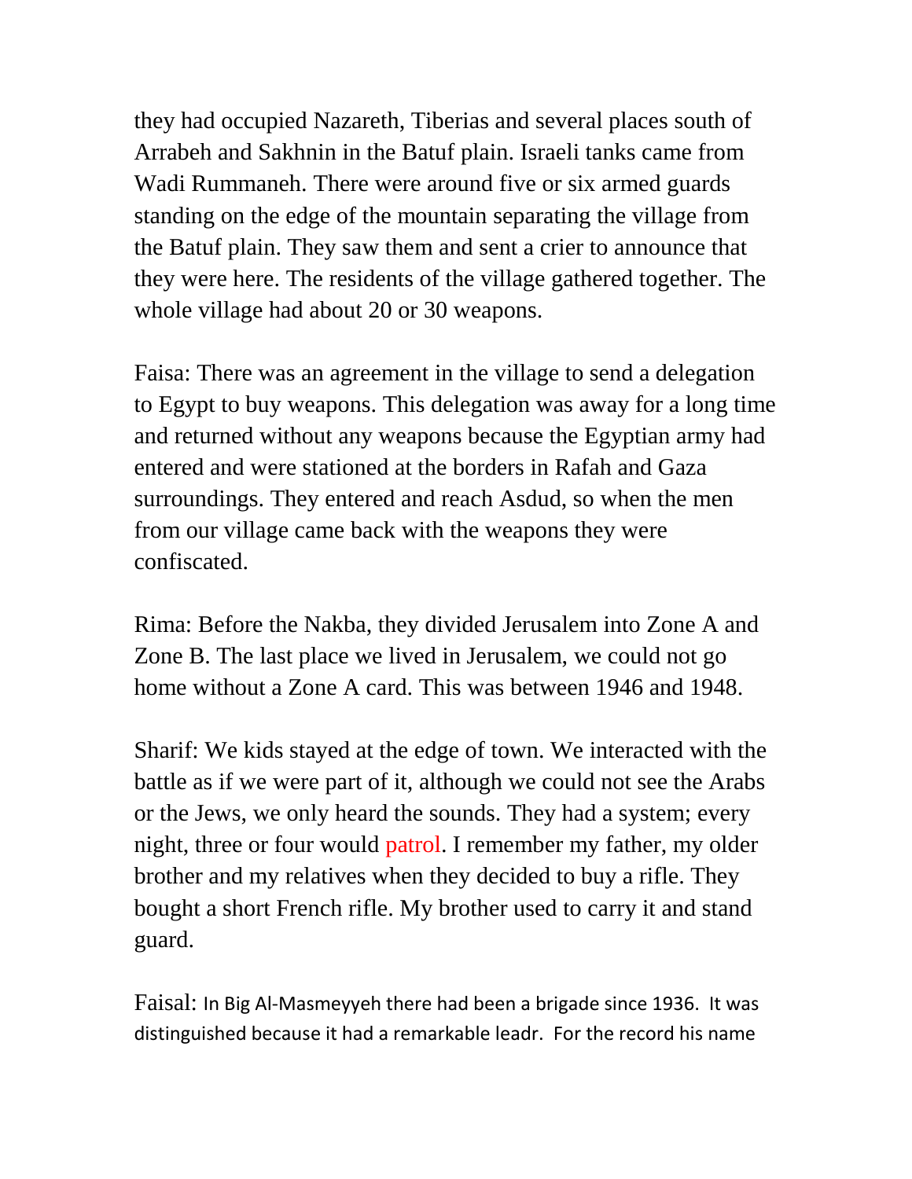they had occupied Nazareth, Tiberias and several places south of Arrabeh and Sakhnin in the Batuf plain. Israeli tanks came from Wadi Rummaneh. There were around five or six armed guards standing on the edge of the mountain separating the village from the Batuf plain. They saw them and sent a crier to announce that they were here. The residents of the village gathered together. The whole village had about 20 or 30 weapons.

Faisa: There was an agreement in the village to send a delegation to Egypt to buy weapons. This delegation was away for a long time and returned without any weapons because the Egyptian army had entered and were stationed at the borders in Rafah and Gaza surroundings. They entered and reach Asdud, so when the men from our village came back with the weapons they were confiscated.

Rima: Before the Nakba, they divided Jerusalem into Zone A and Zone B. The last place we lived in Jerusalem, we could not go home without a Zone A card. This was between 1946 and 1948.

Sharif: We kids stayed at the edge of town. We interacted with the battle as if we were part of it, although we could not see the Arabs or the Jews, we only heard the sounds. They had a system; every night, three or four would patrol. I remember my father, my older brother and my relatives when they decided to buy a rifle. They bought a short French rifle. My brother used to carry it and stand guard.

Faisal: In Big Al-Masmeyyeh there had been a brigade since 1936. It was distinguished because it had a remarkable leadr. For the record his name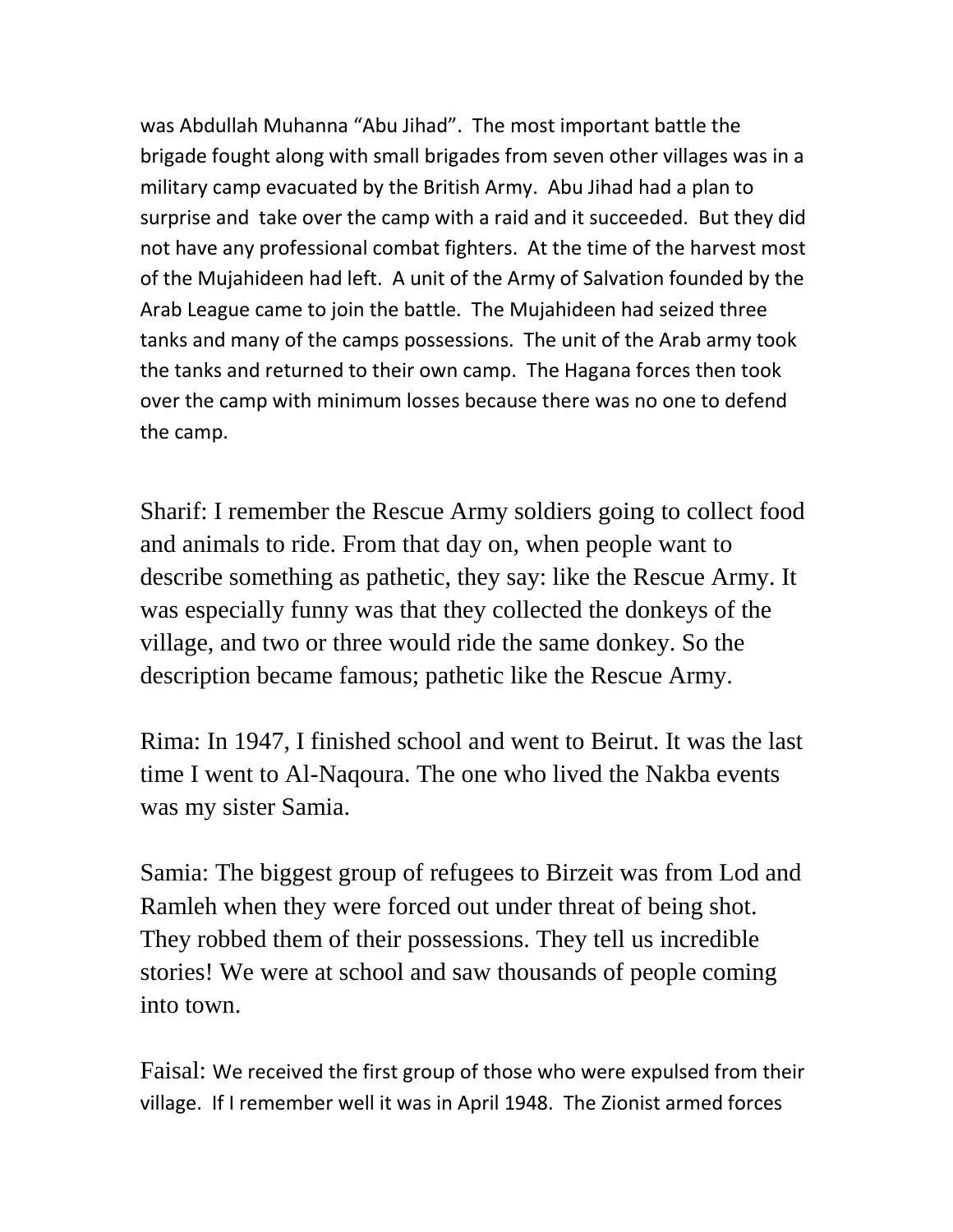was Abdullah Muhanna "Abu Jihad". The most important battle the brigade fought along with small brigades from seven other villages was in a military camp evacuated by the British Army. Abu Jihad had a plan to surprise and take over the camp with a raid and it succeeded. But they did not have any professional combat fighters. At the time of the harvest most of the Mujahideen had left. A unit of the Army of Salvation founded by the Arab League came to join the battle. The Mujahideen had seized three tanks and many of the camps possessions. The unit of the Arab army took the tanks and returned to their own camp. The Hagana forces then took over the camp with minimum losses because there was no one to defend the camp.

Sharif: I remember the Rescue Army soldiers going to collect food and animals to ride. From that day on, when people want to describe something as pathetic, they say: like the Rescue Army. It was especially funny was that they collected the donkeys of the village, and two or three would ride the same donkey. So the description became famous; pathetic like the Rescue Army.

Rima: In 1947, I finished school and went to Beirut. It was the last time I went to Al-Naqoura. The one who lived the Nakba events was my sister Samia.

Samia: The biggest group of refugees to Birzeit was from Lod and Ramleh when they were forced out under threat of being shot. They robbed them of their possessions. They tell us incredible stories! We were at school and saw thousands of people coming into town.

Faisal: We received the first group of those who were expulsed from their village. If I remember well it was in April 1948. The Zionist armed forces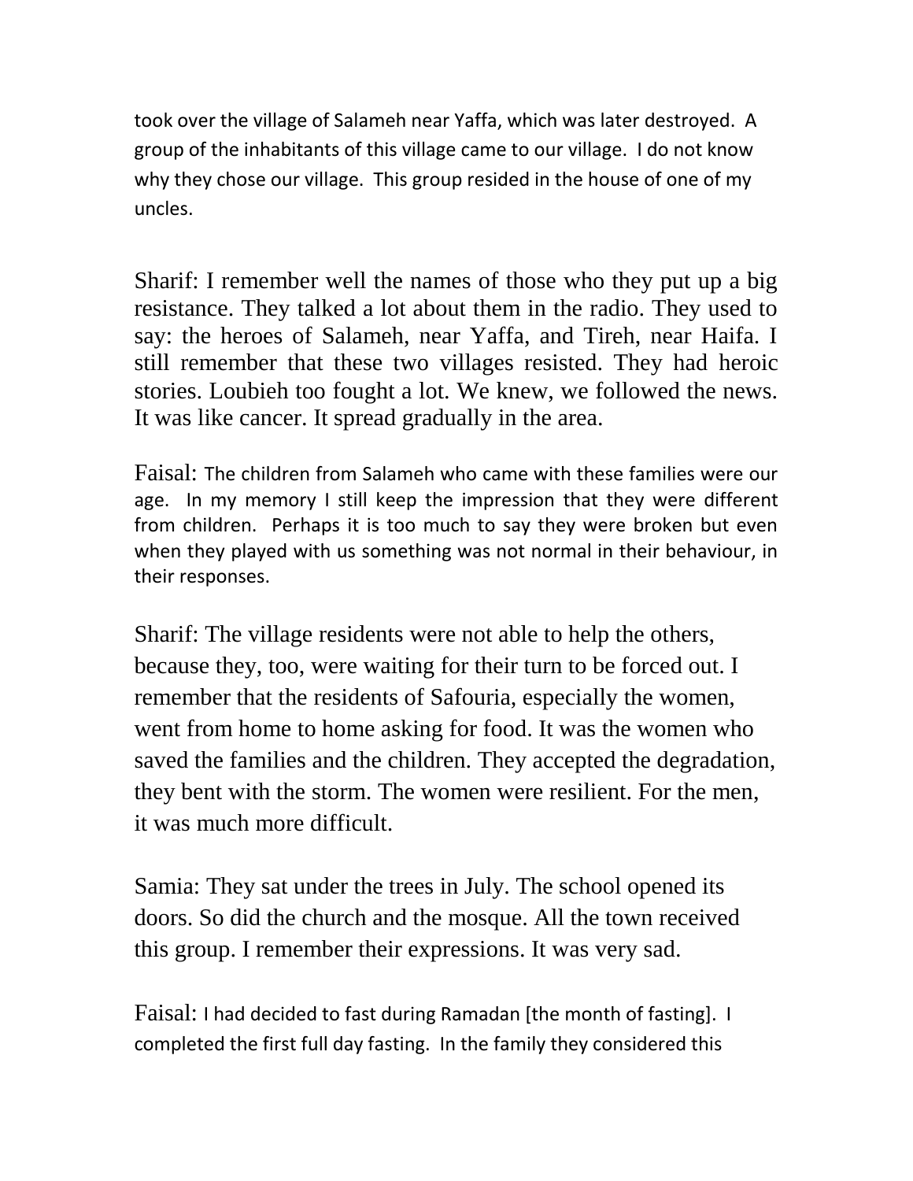took over the village of Salameh near Yaffa, which was later destroyed. A group of the inhabitants of this village came to our village. I do not know why they chose our village. This group resided in the house of one of my uncles.

Sharif: I remember well the names of those who they put up a big resistance. They talked a lot about them in the radio. They used to say: the heroes of Salameh, near Yaffa, and Tireh, near Haifa. I still remember that these two villages resisted. They had heroic stories. Loubieh too fought a lot. We knew, we followed the news. It was like cancer. It spread gradually in the area.

Faisal: The children from Salameh who came with these families were our age. In my memory I still keep the impression that they were different from children. Perhaps it is too much to say they were broken but even when they played with us something was not normal in their behaviour, in their responses.

Sharif: The village residents were not able to help the others, because they, too, were waiting for their turn to be forced out. I remember that the residents of Safouria, especially the women, went from home to home asking for food. It was the women who saved the families and the children. They accepted the degradation, they bent with the storm. The women were resilient. For the men, it was much more difficult.

Samia: They sat under the trees in July. The school opened its doors. So did the church and the mosque. All the town received this group. I remember their expressions. It was very sad.

Faisal: I had decided to fast during Ramadan [the month of fasting]. I completed the first full day fasting. In the family they considered this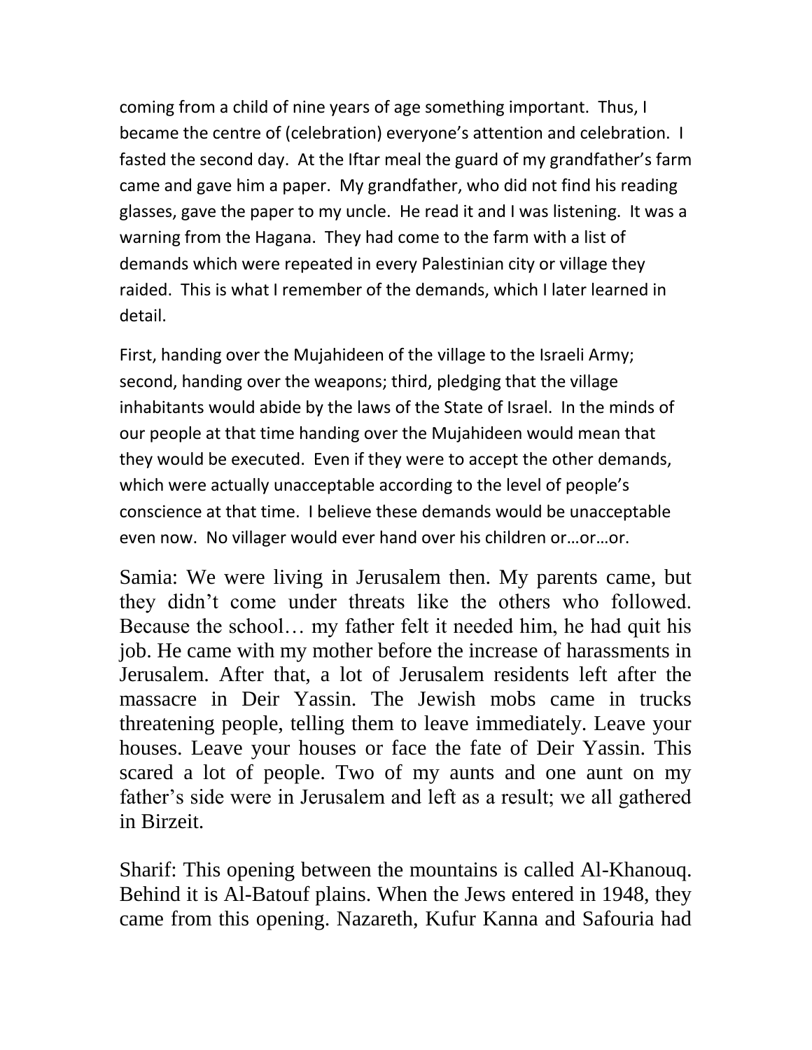coming from a child of nine years of age something important. Thus, I became the centre of (celebration) everyone's attention and celebration. I fasted the second day. At the Iftar meal the guard of my grandfather's farm came and gave him a paper. My grandfather, who did not find his reading glasses, gave the paper to my uncle. He read it and I was listening. It was a warning from the Hagana. They had come to the farm with a list of demands which were repeated in every Palestinian city or village they raided. This is what I remember of the demands, which I later learned in detail.

First, handing over the Mujahideen of the village to the Israeli Army; second, handing over the weapons; third, pledging that the village inhabitants would abide by the laws of the State of Israel. In the minds of our people at that time handing over the Mujahideen would mean that they would be executed. Even if they were to accept the other demands, which were actually unacceptable according to the level of people's conscience at that time. I believe these demands would be unacceptable even now. No villager would ever hand over his children or…or…or.

Samia: We were living in Jerusalem then. My parents came, but they didn't come under threats like the others who followed. Because the school… my father felt it needed him, he had quit his job. He came with my mother before the increase of harassments in Jerusalem. After that, a lot of Jerusalem residents left after the massacre in Deir Yassin. The Jewish mobs came in trucks threatening people, telling them to leave immediately. Leave your houses. Leave your houses or face the fate of Deir Yassin. This scared a lot of people. Two of my aunts and one aunt on my father's side were in Jerusalem and left as a result; we all gathered in Birzeit.

Sharif: This opening between the mountains is called Al-Khanouq. Behind it is Al-Batouf plains. When the Jews entered in 1948, they came from this opening. Nazareth, Kufur Kanna and Safouria had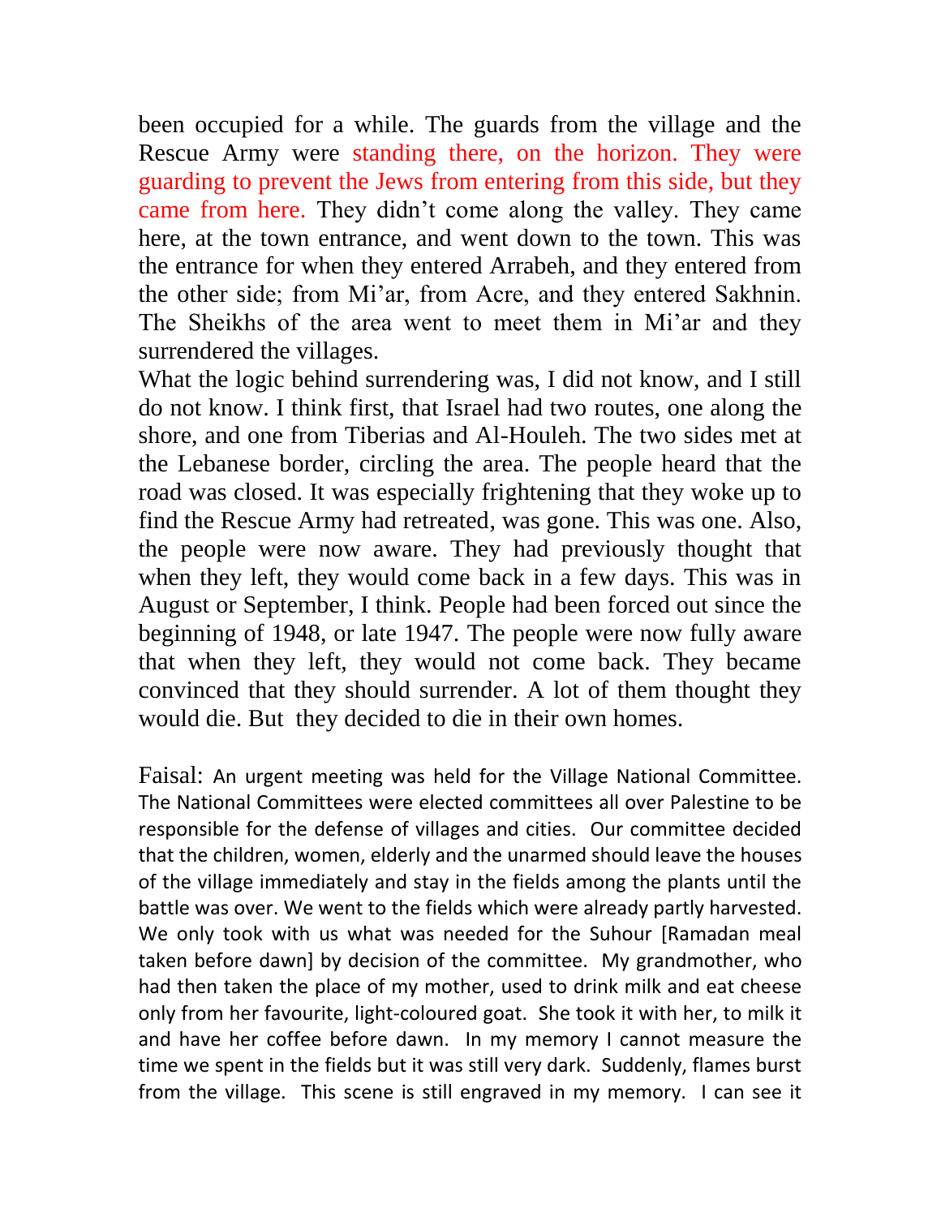been occupied for a while. The guards from the village and the Rescue Army were standing there, on the horizon. They were guarding to prevent the Jews from entering from this side, but they came from here. They didn't come along the valley. They came here, at the town entrance, and went down to the town. This was the entrance for when they entered Arrabeh, and they entered from the other side; from Mi'ar, from Acre, and they entered Sakhnin. The Sheikhs of the area went to meet them in Mi'ar and they surrendered the villages.

What the logic behind surrendering was, I did not know, and I still do not know. I think first, that Israel had two routes, one along the shore, and one from Tiberias and Al-Houleh. The two sides met at the Lebanese border, circling the area. The people heard that the road was closed. It was especially frightening that they woke up to find the Rescue Army had retreated, was gone. This was one. Also, the people were now aware. They had previously thought that when they left, they would come back in a few days. This was in August or September, I think. People had been forced out since the beginning of 1948, or late 1947. The people were now fully aware that when they left, they would not come back. They became convinced that they should surrender. A lot of them thought they would die. But they decided to die in their own homes.

Faisal: An urgent meeting was held for the Village National Committee. The National Committees were elected committees all over Palestine to be responsible for the defense of villages and cities. Our committee decided that the children, women, elderly and the unarmed should leave the houses of the village immediately and stay in the fields among the plants until the battle was over. We went to the fields which were already partly harvested. We only took with us what was needed for the Suhour [Ramadan meal taken before dawn] by decision of the committee. My grandmother, who had then taken the place of my mother, used to drink milk and eat cheese only from her favourite, light-coloured goat. She took it with her, to milk it and have her coffee before dawn. In my memory I cannot measure the time we spent in the fields but it was still very dark. Suddenly, flames burst from the village. This scene is still engraved in my memory. I can see it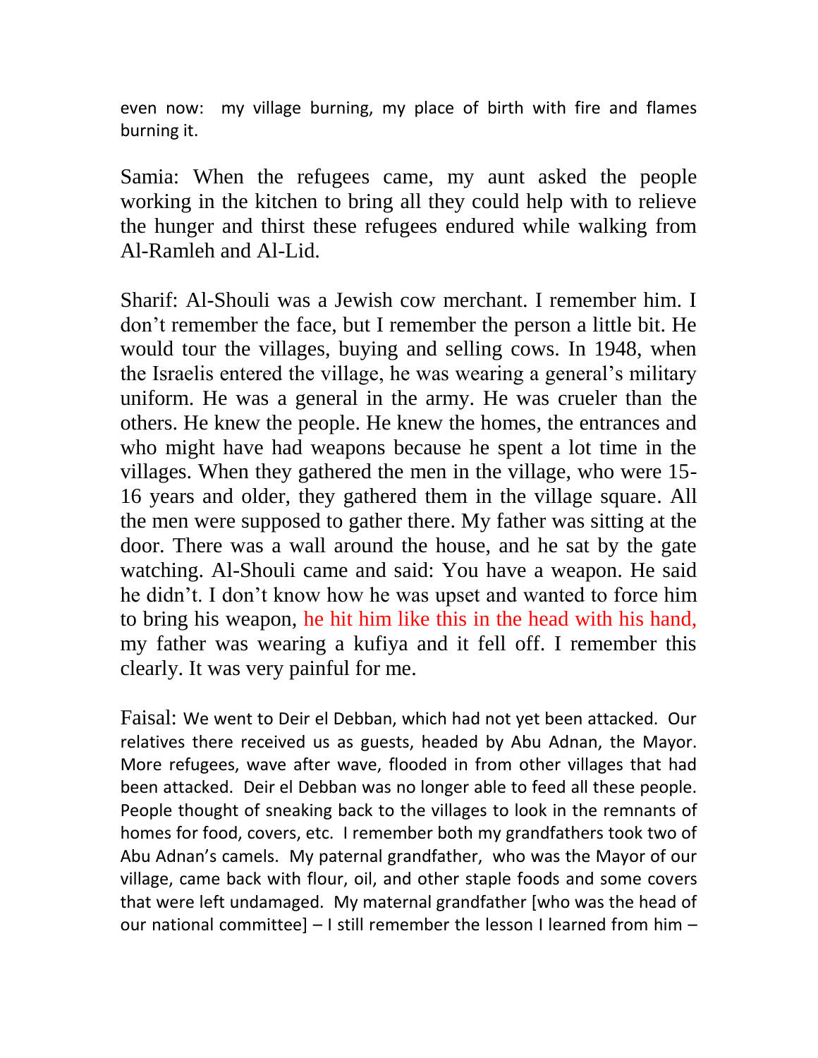even now: my village burning, my place of birth with fire and flames burning it.

Samia: When the refugees came, my aunt asked the people working in the kitchen to bring all they could help with to relieve the hunger and thirst these refugees endured while walking from Al-Ramleh and Al-Lid.

Sharif: Al-Shouli was a Jewish cow merchant. I remember him. I don't remember the face, but I remember the person a little bit. He would tour the villages, buying and selling cows. In 1948, when the Israelis entered the village, he was wearing a general's military uniform. He was a general in the army. He was crueler than the others. He knew the people. He knew the homes, the entrances and who might have had weapons because he spent a lot time in the villages. When they gathered the men in the village, who were 15-16 years and older, they gathered them in the village square. All the men were supposed to gather there. My father was sitting at the door. There was a wall around the house, and he sat by the gate watching. Al-Shouli came and said: You have a weapon. He said he didn't. I don't know how he was upset and wanted to force him to bring his weapon, he hit him like this in the head with his hand, my father was wearing a kufiya and it fell off. I remember this clearly. It was very painful for me.

Faisal: We went to Deir el Debban, which had not yet been attacked. Our relatives there received us as guests, headed by Abu Adnan, the Mayor. More refugees, wave after wave, flooded in from other villages that had been attacked. Deir el Debban was no longer able to feed all these people. People thought of sneaking back to the villages to look in the remnants of homes for food, covers, etc. I remember both my grandfathers took two of Abu Adnan's camels. My paternal grandfather, who was the Mayor of our village, came back with flour, oil, and other staple foods and some covers that were left undamaged. My maternal grandfather [who was the head of our national committee] – I still remember the lesson I learned from him –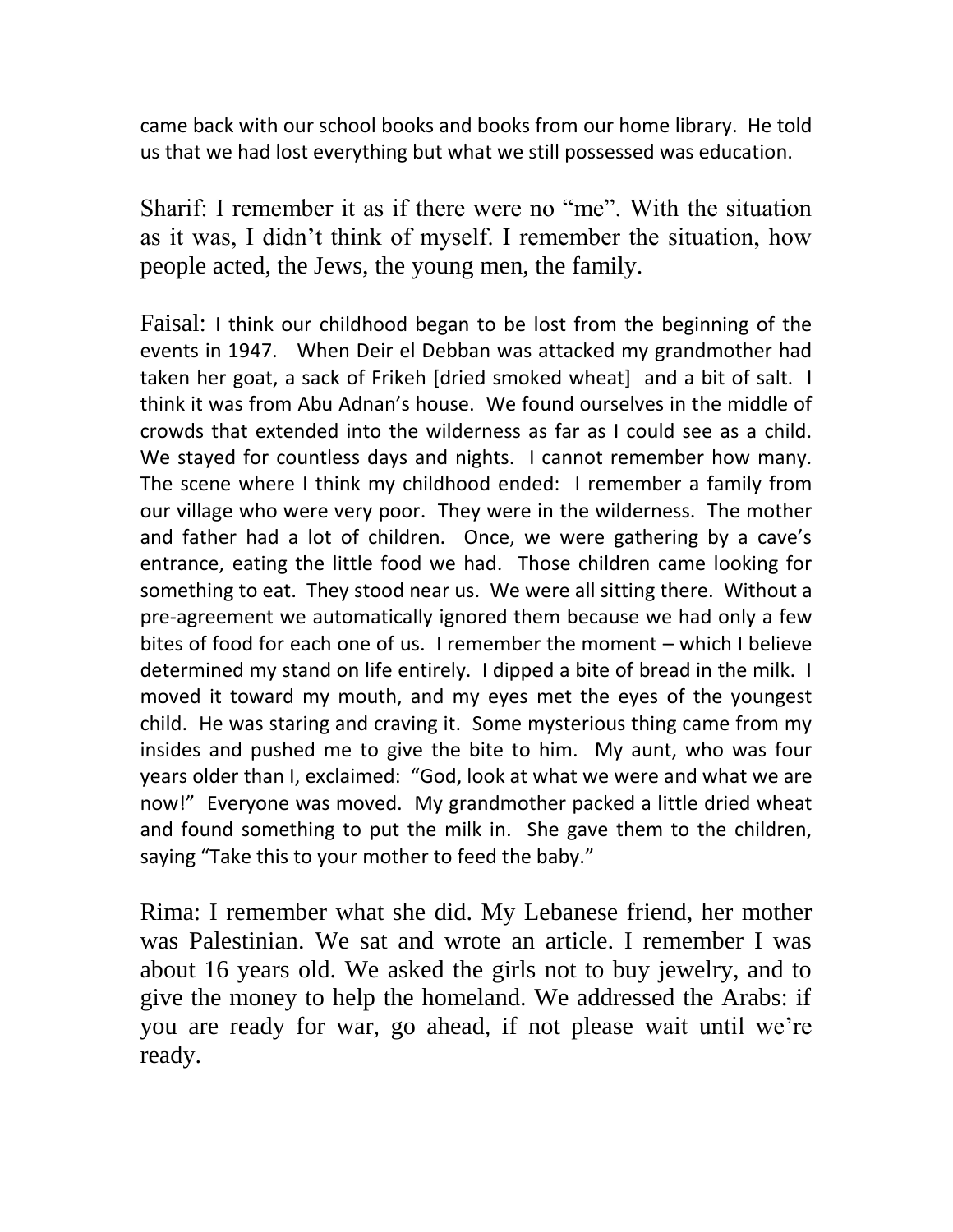came back with our school books and books from our home library. He told us that we had lost everything but what we still possessed was education.

Sharif: I remember it as if there were no “me”. With the situation as it was, I didn’t think of myself. I remember the situation, how people acted, the Jews, the young men, the family.

Faisal: I think our childhood began to be lost from the beginning of the events in 1947. When Deir el Debban was attacked my grandmother had taken her goat, a sack of Frikeh [dried smoked wheat] and a bit of salt. I think it was from Abu Adnan’s house. We found ourselves in the middle of crowds that extended into the wilderness as far as I could see as a child. We stayed for countless days and nights. I cannot remember how many. The scene where I think my childhood ended: I remember a family from our village who were very poor. They were in the wilderness. The mother and father had a lot of children. Once, we were gathering by a cave’s entrance, eating the little food we had. Those children came looking for something to eat. They stood near us. We were all sitting there. Without a pre-agreement we automatically ignored them because we had only a few bites of food for each one of us. I remember the moment – which I believe determined my stand on life entirely. I dipped a bite of bread in the milk. I moved it toward my mouth, and my eyes met the eyes of the youngest child. He was staring and craving it. Some mysterious thing came from my insides and pushed me to give the bite to him. My aunt, who was four years older than I, exclaimed: “God, look at what we were and what we are now!” Everyone was moved. My grandmother packed a little dried wheat and found something to put the milk in. She gave them to the children, saying “Take this to your mother to feed the baby.”

Rima: I remember what she did. My Lebanese friend, her mother was Palestinian. We sat and wrote an article. I remember I was about 16 years old. We asked the girls not to buy jewelry, and to give the money to help the homeland. We addressed the Arabs: if you are ready for war, go ahead, if not please wait until we’re ready.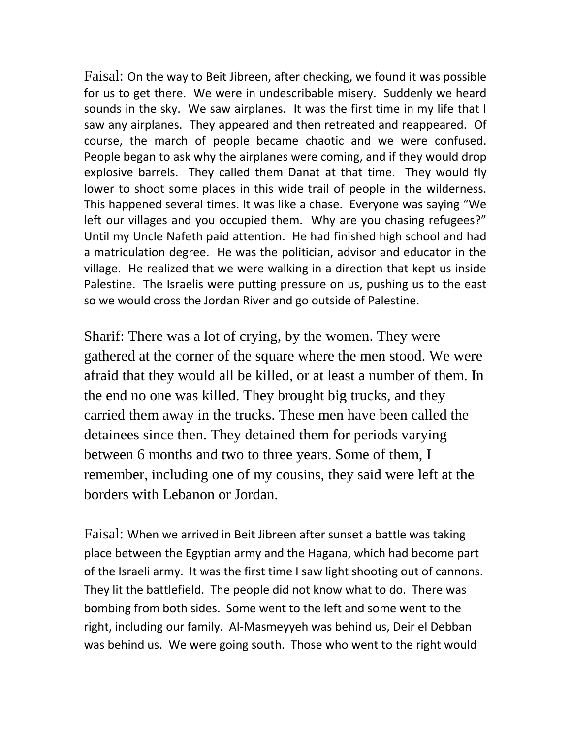Faisal: On the way to Beit Jibreen, after checking, we found it was possible for us to get there. We were in undescribable misery. Suddenly we heard sounds in the sky. We saw airplanes. It was the first time in my life that I saw any airplanes. They appeared and then retreated and reappeared. Of course, the march of people became chaotic and we were confused. People began to ask why the airplanes were coming, and if they would drop explosive barrels. They called them Danat at that time. They would fly lower to shoot some places in this wide trail of people in the wilderness. This happened several times. It was like a chase. Everyone was saying "We left our villages and you occupied them. Why are you chasing refugees?" Until my Uncle Nafeth paid attention. He had finished high school and had a matriculation degree. He was the politician, advisor and educator in the village. He realized that we were walking in a direction that kept us inside Palestine. The Israelis were putting pressure on us, pushing us to the east so we would cross the Jordan River and go outside of Palestine.

Sharif: There was a lot of crying, by the women. They were gathered at the corner of the square where the men stood. We were afraid that they would all be killed, or at least a number of them. In the end no one was killed. They brought big trucks, and they carried them away in the trucks. These men have been called the detainees since then. They detained them for periods varying between 6 months and two to three years. Some of them, I remember, including one of my cousins, they said were left at the borders with Lebanon or Jordan.

Faisal: When we arrived in Beit Jibreen after sunset a battle was taking place between the Egyptian army and the Hagana, which had become part of the Israeli army. It was the first time I saw light shooting out of cannons. They lit the battlefield. The people did not know what to do. There was bombing from both sides. Some went to the left and some went to the right, including our family. Al-Masmeyyeh was behind us, Deir el Debban was behind us. We were going south. Those who went to the right would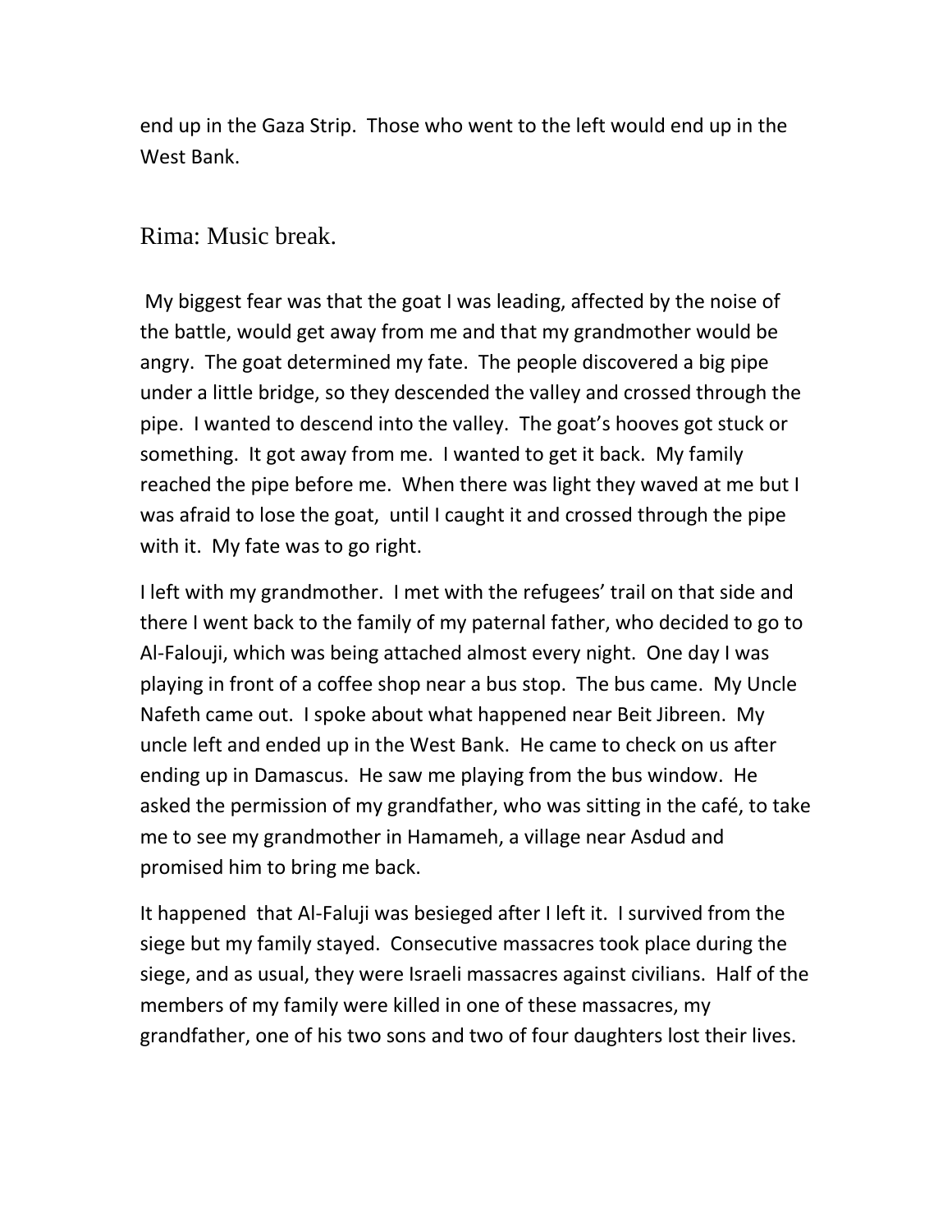end up in the Gaza Strip. Those who went to the left would end up in the West Bank.

Rima: Music break.

My biggest fear was that the goat I was leading, affected by the noise of the battle, would get away from me and that my grandmother would be angry. The goat determined my fate. The people discovered a big pipe under a little bridge, so they descended the valley and crossed through the pipe. I wanted to descend into the valley. The goat's hooves got stuck or something. It got away from me. I wanted to get it back. My family reached the pipe before me. When there was light they waved at me but I was afraid to lose the goat, until I caught it and crossed through the pipe with it. My fate was to go right.

I left with my grandmother. I met with the refugees' trail on that side and there I went back to the family of my paternal father, who decided to go to Al-Falouji, which was being attached almost every night. One day I was playing in front of a coffee shop near a bus stop. The bus came. My Uncle Nafeth came out. I spoke about what happened near Beit Jibreen. My uncle left and ended up in the West Bank. He came to check on us after ending up in Damascus. He saw me playing from the bus window. He asked the permission of my grandfather, who was sitting in the café, to take me to see my grandmother in Hamameh, a village near Asdud and promised him to bring me back.

It happened that Al-Faluji was besieged after I left it. I survived from the siege but my family stayed. Consecutive massacres took place during the siege, and as usual, they were Israeli massacres against civilians. Half of the members of my family were killed in one of these massacres, my grandfather, one of his two sons and two of four daughters lost their lives.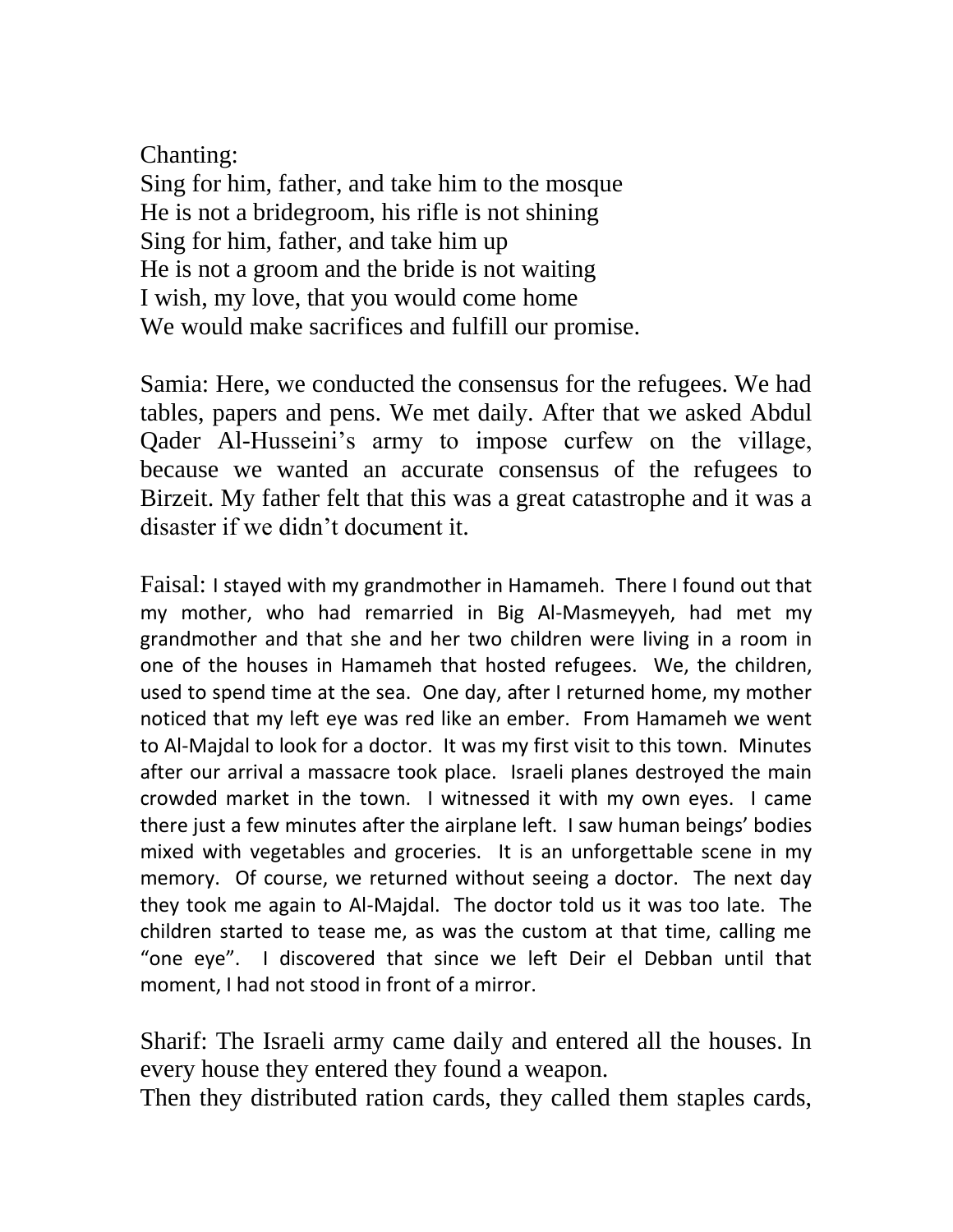Chanting:
Sing for him, father, and take him to the mosque
He is not a bridegroom, his rifle is not shining
Sing for him, father, and take him up
He is not a groom and the bride is not waiting
I wish, my love, that you would come home
We would make sacrifices and fulfill our promise.

Samia: Here, we conducted the consensus for the refugees. We had tables, papers and pens. We met daily. After that we asked Abdul Qader Al-Husseini's army to impose curfew on the village, because we wanted an accurate consensus of the refugees to Birzeit. My father felt that this was a great catastrophe and it was a disaster if we didn't document it.

Faisal: I stayed with my grandmother in Hamameh. There I found out that my mother, who had remarried in Big Al-Masmeyyeh, had met my grandmother and that she and her two children were living in a room in one of the houses in Hamameh that hosted refugees. We, the children, used to spend time at the sea. One day, after I returned home, my mother noticed that my left eye was red like an ember. From Hamameh we went to Al-Majdal to look for a doctor. It was my first visit to this town. Minutes after our arrival a massacre took place. Israeli planes destroyed the main crowded market in the town. I witnessed it with my own eyes. I came there just a few minutes after the airplane left. I saw human beings' bodies mixed with vegetables and groceries. It is an unforgettable scene in my memory. Of course, we returned without seeing a doctor. The next day they took me again to Al-Majdal. The doctor told us it was too late. The children started to tease me, as was the custom at that time, calling me "one eye". I discovered that since we left Deir el Debban until that moment, I had not stood in front of a mirror.

Sharif: The Israeli army came daily and entered all the houses. In every house they entered they found a weapon.
Then they distributed ration cards, they called them staples cards,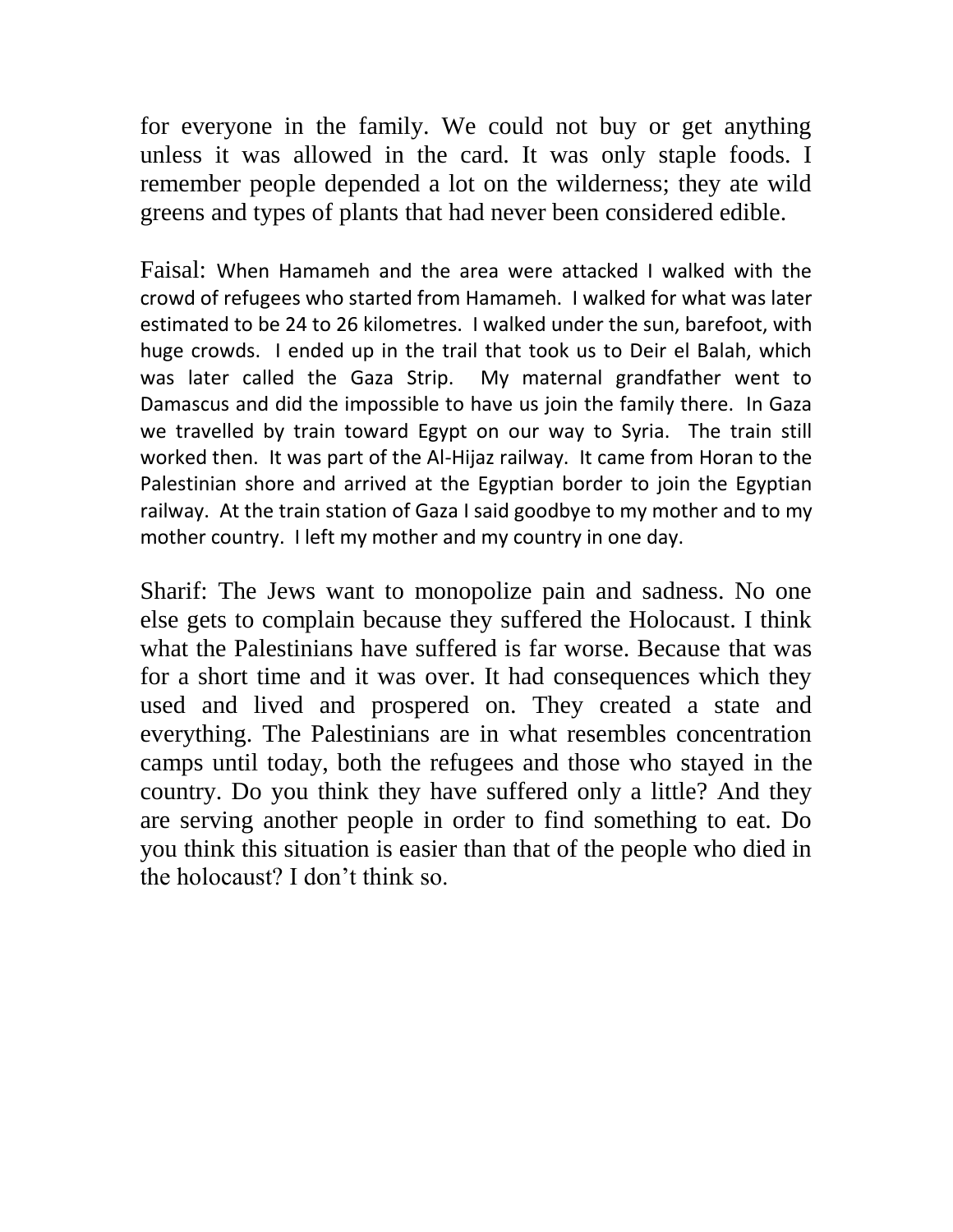for everyone in the family. We could not buy or get anything unless it was allowed in the card. It was only staple foods. I remember people depended a lot on the wilderness; they ate wild greens and types of plants that had never been considered edible.

Faisal: When Hamameh and the area were attacked I walked with the crowd of refugees who started from Hamameh. I walked for what was later estimated to be 24 to 26 kilometres. I walked under the sun, barefoot, with huge crowds. I ended up in the trail that took us to Deir el Balah, which was later called the Gaza Strip. My maternal grandfather went to Damascus and did the impossible to have us join the family there. In Gaza we travelled by train toward Egypt on our way to Syria. The train still worked then. It was part of the Al-Hijaz railway. It came from Horan to the Palestinian shore and arrived at the Egyptian border to join the Egyptian railway. At the train station of Gaza I said goodbye to my mother and to my mother country. I left my mother and my country in one day.

Sharif: The Jews want to monopolize pain and sadness. No one else gets to complain because they suffered the Holocaust. I think what the Palestinians have suffered is far worse. Because that was for a short time and it was over. It had consequences which they used and lived and prospered on. They created a state and everything. The Palestinians are in what resembles concentration camps until today, both the refugees and those who stayed in the country. Do you think they have suffered only a little? And they are serving another people in order to find something to eat. Do you think this situation is easier than that of the people who died in the holocaust? I don't think so.